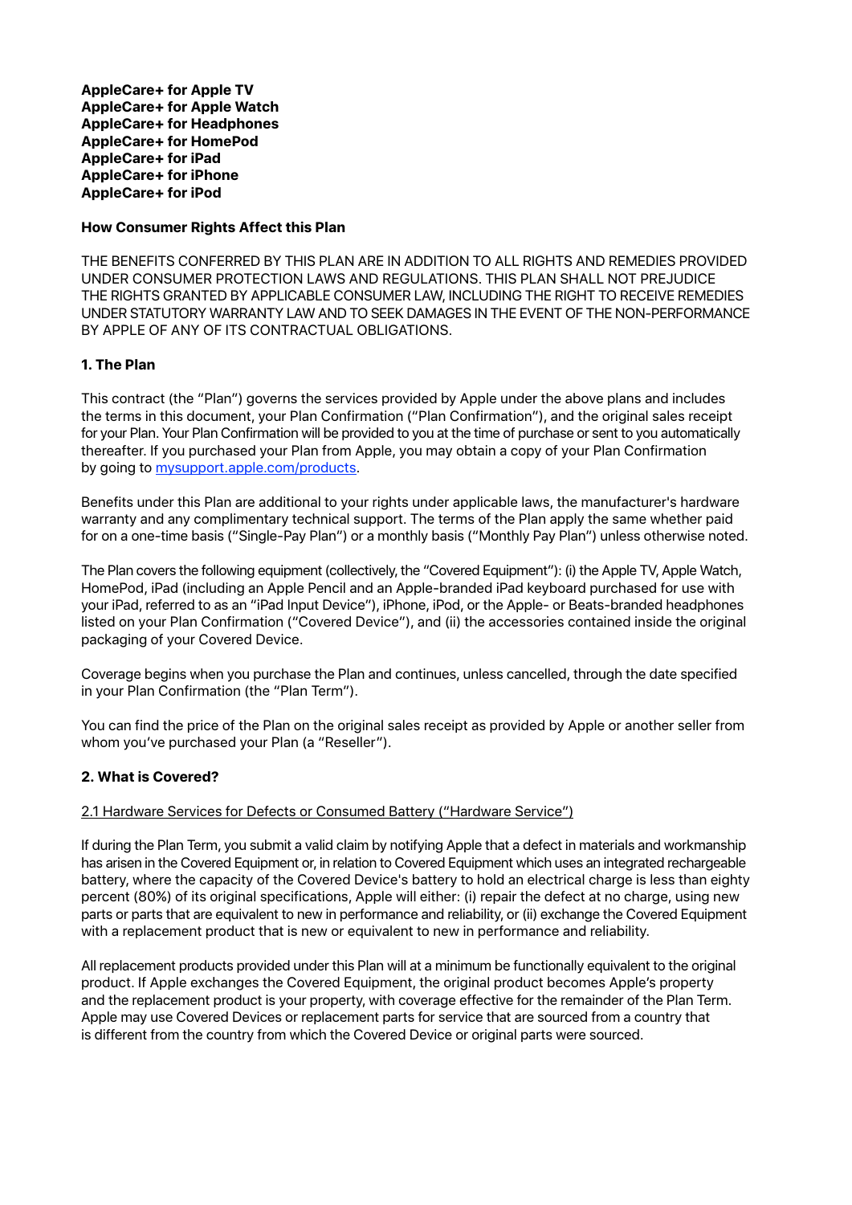**AppleCare+ for Apple TV**
**AppleCare+ for Apple Watch**
**AppleCare+ for Headphones**
**AppleCare+ for HomePod**
**AppleCare+ for iPad**
**AppleCare+ for iPhone**
**AppleCare+ for iPod**

**How Consumer Rights Affect this Plan**

THE BENEFITS CONFERRED BY THIS PLAN ARE IN ADDITION TO ALL RIGHTS AND REMEDIES PROVIDED UNDER CONSUMER PROTECTION LAWS AND REGULATIONS. THIS PLAN SHALL NOT PREJUDICE THE RIGHTS GRANTED BY APPLICABLE CONSUMER LAW, INCLUDING THE RIGHT TO RECEIVE REMEDIES UNDER STATUTORY WARRANTY LAW AND TO SEEK DAMAGES IN THE EVENT OF THE NON-PERFORMANCE BY APPLE OF ANY OF ITS CONTRACTUAL OBLIGATIONS.

**1. The Plan**

This contract (the "Plan") governs the services provided by Apple under the above plans and includes the terms in this document, your Plan Confirmation ("Plan Confirmation"), and the original sales receipt for your Plan. Your Plan Confirmation will be provided to you at the time of purchase or sent to you automatically thereafter. If you purchased your Plan from Apple, you may obtain a copy of your Plan Confirmation by going to [mysupport.apple.com/products](mysupport.apple.com/products).

Benefits under this Plan are additional to your rights under applicable laws, the manufacturer's hardware warranty and any complimentary technical support. The terms of the Plan apply the same whether paid for on a one-time basis ("Single-Pay Plan") or a monthly basis ("Monthly Pay Plan") unless otherwise noted.

The Plan covers the following equipment (collectively, the "Covered Equipment"): (i) the Apple TV, Apple Watch, HomePod, iPad (including an Apple Pencil and an Apple-branded iPad keyboard purchased for use with your iPad, referred to as an "iPad Input Device"), iPhone, iPod, or the Apple- or Beats-branded headphones listed on your Plan Confirmation ("Covered Device"), and (ii) the accessories contained inside the original packaging of your Covered Device.

Coverage begins when you purchase the Plan and continues, unless cancelled, through the date specified in your Plan Confirmation (the "Plan Term").

You can find the price of the Plan on the original sales receipt as provided by Apple or another seller from whom you've purchased your Plan (a "Reseller").

**2. What is Covered?**

2.1 Hardware Services for Defects or Consumed Battery ("Hardware Service")

If during the Plan Term, you submit a valid claim by notifying Apple that a defect in materials and workmanship has arisen in the Covered Equipment or, in relation to Covered Equipment which uses an integrated rechargeable battery, where the capacity of the Covered Device's battery to hold an electrical charge is less than eighty percent (80%) of its original specifications, Apple will either: (i) repair the defect at no charge, using new parts or parts that are equivalent to new in performance and reliability, or (ii) exchange the Covered Equipment with a replacement product that is new or equivalent to new in performance and reliability.

All replacement products provided under this Plan will at a minimum be functionally equivalent to the original product. If Apple exchanges the Covered Equipment, the original product becomes Apple's property and the replacement product is your property, with coverage effective for the remainder of the Plan Term. Apple may use Covered Devices or replacement parts for service that are sourced from a country that is different from the country from which the Covered Device or original parts were sourced.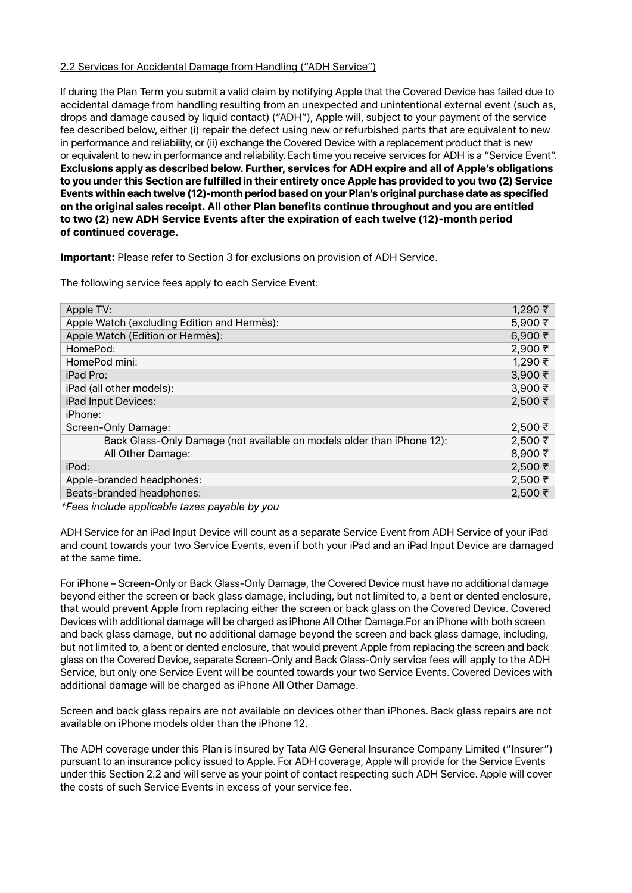2.2 Services for Accidental Damage from Handling ("ADH Service")

If during the Plan Term you submit a valid claim by notifying Apple that the Covered Device has failed due to accidental damage from handling resulting from an unexpected and unintentional external event (such as, drops and damage caused by liquid contact) ("ADH"), Apple will, subject to your payment of the service fee described below, either (i) repair the defect using new or refurbished parts that are equivalent to new in performance and reliability, or (ii) exchange the Covered Device with a replacement product that is new or equivalent to new in performance and reliability. Each time you receive services for ADH is a "Service Event". **Exclusions apply as described below. Further, services for ADH expire and all of Apple's obligations to you under this Section are fulfilled in their entirety once Apple has provided to you two (2) Service Events within each twelve (12)-month period based on your Plan's original purchase date as specified on the original sales receipt. All other Plan benefits continue throughout and you are entitled to two (2) new ADH Service Events after the expiration of each twelve (12)-month period of continued coverage.**

**Important:** Please refer to Section 3 for exclusions on provision of ADH Service.

The following service fees apply to each Service Event:

| | |
|---|---|
| Apple TV: | 1,290 ₹ |
| Apple Watch (excluding Edition and Hermès): | 5,900 ₹ |
| Apple Watch (Edition or Hermès): | 6,900 ₹ |
| HomePod: | 2,900 ₹ |
| HomePod mini: | 1,290 ₹ |
| iPad Pro: | 3,900 ₹ |
| iPad (all other models): | 3,900 ₹ |
| iPad Input Devices: | 2,500 ₹ |
| iPhone: | |
| Screen-Only Damage: | 2,500 ₹ |
| Back Glass-Only Damage (not available on models older than iPhone 12): | 2,500 ₹ |
| All Other Damage: | 8,900 ₹ |
| iPod: | 2,500 ₹ |
| Apple-branded headphones: | 2,500 ₹ |
| Beats-branded headphones: | 2,500 ₹ |

*\*Fees include applicable taxes payable by you*

ADH Service for an iPad Input Device will count as a separate Service Event from ADH Service of your iPad and count towards your two Service Events, even if both your iPad and an iPad Input Device are damaged at the same time.

For iPhone – Screen-Only or Back Glass-Only Damage, the Covered Device must have no additional damage beyond either the screen or back glass damage, including, but not limited to, a bent or dented enclosure, that would prevent Apple from replacing either the screen or back glass on the Covered Device. Covered Devices with additional damage will be charged as iPhone All Other Damage.For an iPhone with both screen and back glass damage, but no additional damage beyond the screen and back glass damage, including, but not limited to, a bent or dented enclosure, that would prevent Apple from replacing the screen and back glass on the Covered Device, separate Screen-Only and Back Glass-Only service fees will apply to the ADH Service, but only one Service Event will be counted towards your two Service Events. Covered Devices with additional damage will be charged as iPhone All Other Damage.

Screen and back glass repairs are not available on devices other than iPhones. Back glass repairs are not available on iPhone models older than the iPhone 12.

The ADH coverage under this Plan is insured by Tata AIG General Insurance Company Limited ("Insurer") pursuant to an insurance policy issued to Apple. For ADH coverage, Apple will provide for the Service Events under this Section 2.2 and will serve as your point of contact respecting such ADH Service. Apple will cover the costs of such Service Events in excess of your service fee.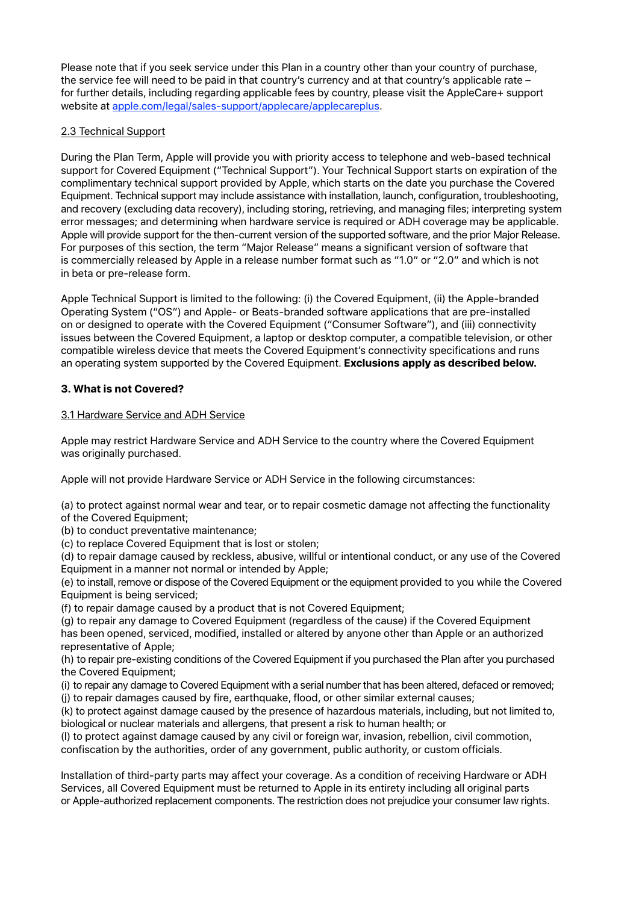Please note that if you seek service under this Plan in a country other than your country of purchase, the service fee will need to be paid in that country's currency and at that country's applicable rate – for further details, including regarding applicable fees by country, please visit the AppleCare+ support website at [apple.com/legal/sales-support/applecare/applecareplus](apple.com/legal/sales-support/applecare/applecareplus).

### 2.3 Technical Support

During the Plan Term, Apple will provide you with priority access to telephone and web-based technical support for Covered Equipment ("Technical Support"). Your Technical Support starts on expiration of the complimentary technical support provided by Apple, which starts on the date you purchase the Covered Equipment. Technical support may include assistance with installation, launch, configuration, troubleshooting, and recovery (excluding data recovery), including storing, retrieving, and managing files; interpreting system error messages; and determining when hardware service is required or ADH coverage may be applicable. Apple will provide support for the then-current version of the supported software, and the prior Major Release. For purposes of this section, the term "Major Release" means a significant version of software that is commercially released by Apple in a release number format such as "1.0" or "2.0" and which is not in beta or pre-release form.

Apple Technical Support is limited to the following: (i) the Covered Equipment, (ii) the Apple-branded Operating System ("OS") and Apple- or Beats-branded software applications that are pre-installed on or designed to operate with the Covered Equipment ("Consumer Software"), and (iii) connectivity issues between the Covered Equipment, a laptop or desktop computer, a compatible television, or other compatible wireless device that meets the Covered Equipment's connectivity specifications and runs an operating system supported by the Covered Equipment. **Exclusions apply as described below.**

## 3. What is not Covered?

### 3.1 Hardware Service and ADH Service

Apple may restrict Hardware Service and ADH Service to the country where the Covered Equipment was originally purchased.

Apple will not provide Hardware Service or ADH Service in the following circumstances:

(a) to protect against normal wear and tear, or to repair cosmetic damage not affecting the functionality of the Covered Equipment;
(b) to conduct preventative maintenance;
(c) to replace Covered Equipment that is lost or stolen;
(d) to repair damage caused by reckless, abusive, willful or intentional conduct, or any use of the Covered Equipment in a manner not normal or intended by Apple;
(e) to install, remove or dispose of the Covered Equipment or the equipment provided to you while the Covered Equipment is being serviced;
(f) to repair damage caused by a product that is not Covered Equipment;
(g) to repair any damage to Covered Equipment (regardless of the cause) if the Covered Equipment has been opened, serviced, modified, installed or altered by anyone other than Apple or an authorized representative of Apple;
(h) to repair pre-existing conditions of the Covered Equipment if you purchased the Plan after you purchased the Covered Equipment;
(i) to repair any damage to Covered Equipment with a serial number that has been altered, defaced or removed;
(j) to repair damages caused by fire, earthquake, flood, or other similar external causes;
(k) to protect against damage caused by the presence of hazardous materials, including, but not limited to, biological or nuclear materials and allergens, that present a risk to human health; or
(l) to protect against damage caused by any civil or foreign war, invasion, rebellion, civil commotion, confiscation by the authorities, order of any government, public authority, or custom officials.

Installation of third-party parts may affect your coverage. As a condition of receiving Hardware or ADH Services, all Covered Equipment must be returned to Apple in its entirety including all original parts or Apple-authorized replacement components. The restriction does not prejudice your consumer law rights.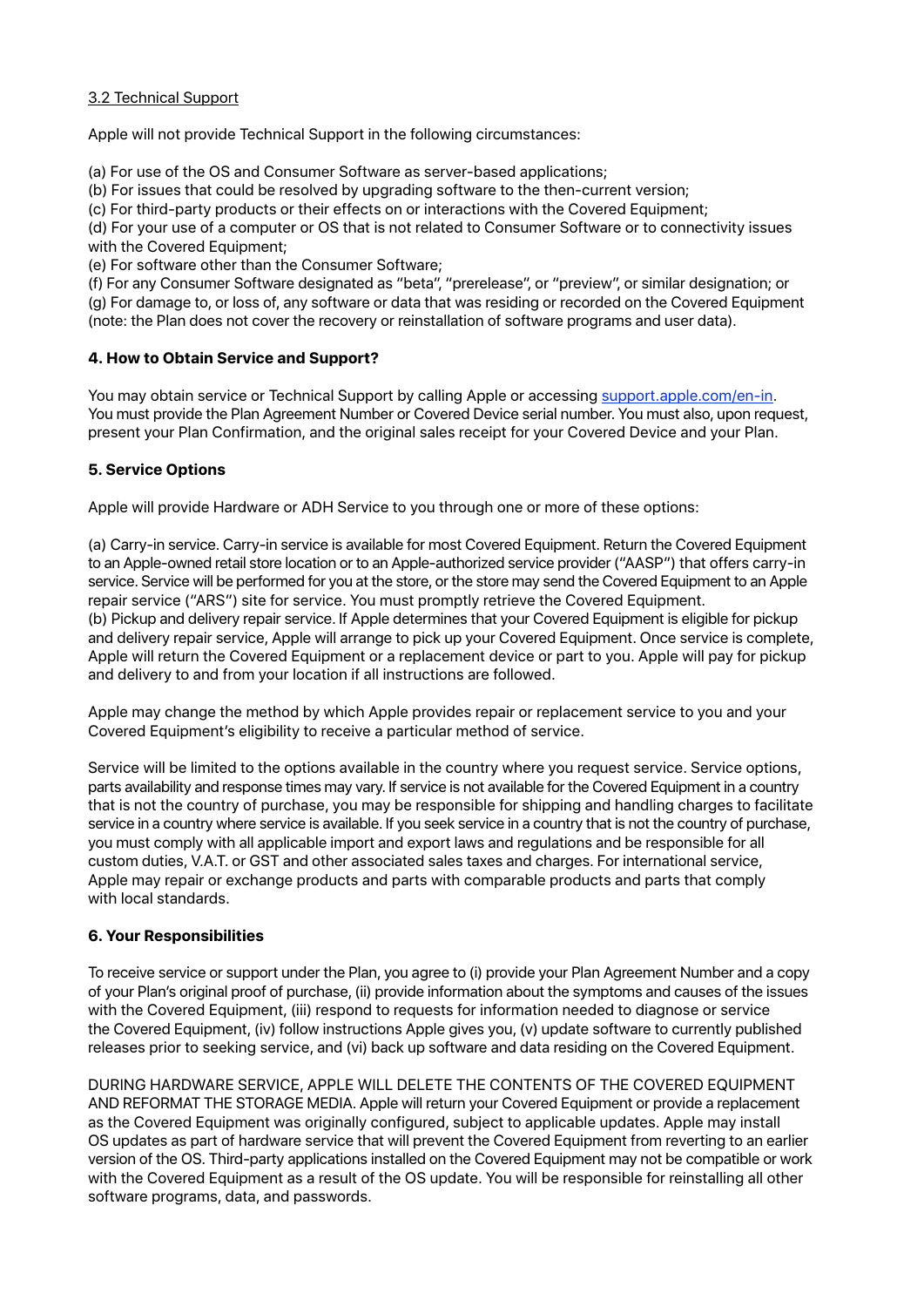3.2 Technical Support

Apple will not provide Technical Support in the following circumstances:

(a) For use of the OS and Consumer Software as server-based applications;
(b) For issues that could be resolved by upgrading software to the then-current version;
(c) For third-party products or their effects on or interactions with the Covered Equipment;
(d) For your use of a computer or OS that is not related to Consumer Software or to connectivity issues with the Covered Equipment;
(e) For software other than the Consumer Software;
(f) For any Consumer Software designated as "beta", "prerelease", or "preview", or similar designation; or
(g) For damage to, or loss of, any software or data that was residing or recorded on the Covered Equipment (note: the Plan does not cover the recovery or reinstallation of software programs and user data).

**4. How to Obtain Service and Support?**

You may obtain service or Technical Support by calling Apple or accessing support.apple.com/en-in. You must provide the Plan Agreement Number or Covered Device serial number. You must also, upon request, present your Plan Confirmation, and the original sales receipt for your Covered Device and your Plan.

**5. Service Options**

Apple will provide Hardware or ADH Service to you through one or more of these options:

(a) Carry-in service. Carry-in service is available for most Covered Equipment. Return the Covered Equipment to an Apple-owned retail store location or to an Apple-authorized service provider ("AASP") that offers carry-in service. Service will be performed for you at the store, or the store may send the Covered Equipment to an Apple repair service ("ARS") site for service. You must promptly retrieve the Covered Equipment.
(b) Pickup and delivery repair service. If Apple determines that your Covered Equipment is eligible for pickup and delivery repair service, Apple will arrange to pick up your Covered Equipment. Once service is complete, Apple will return the Covered Equipment or a replacement device or part to you. Apple will pay for pickup and delivery to and from your location if all instructions are followed.

Apple may change the method by which Apple provides repair or replacement service to you and your Covered Equipment's eligibility to receive a particular method of service.

Service will be limited to the options available in the country where you request service. Service options, parts availability and response times may vary. If service is not available for the Covered Equipment in a country that is not the country of purchase, you may be responsible for shipping and handling charges to facilitate service in a country where service is available. If you seek service in a country that is not the country of purchase, you must comply with all applicable import and export laws and regulations and be responsible for all custom duties, V.A.T. or GST and other associated sales taxes and charges. For international service, Apple may repair or exchange products and parts with comparable products and parts that comply with local standards.

**6. Your Responsibilities**

To receive service or support under the Plan, you agree to (i) provide your Plan Agreement Number and a copy of your Plan's original proof of purchase, (ii) provide information about the symptoms and causes of the issues with the Covered Equipment, (iii) respond to requests for information needed to diagnose or service the Covered Equipment, (iv) follow instructions Apple gives you, (v) update software to currently published releases prior to seeking service, and (vi) back up software and data residing on the Covered Equipment.

DURING HARDWARE SERVICE, APPLE WILL DELETE THE CONTENTS OF THE COVERED EQUIPMENT AND REFORMAT THE STORAGE MEDIA. Apple will return your Covered Equipment or provide a replacement as the Covered Equipment was originally configured, subject to applicable updates. Apple may install OS updates as part of hardware service that will prevent the Covered Equipment from reverting to an earlier version of the OS. Third-party applications installed on the Covered Equipment may not be compatible or work with the Covered Equipment as a result of the OS update. You will be responsible for reinstalling all other software programs, data, and passwords.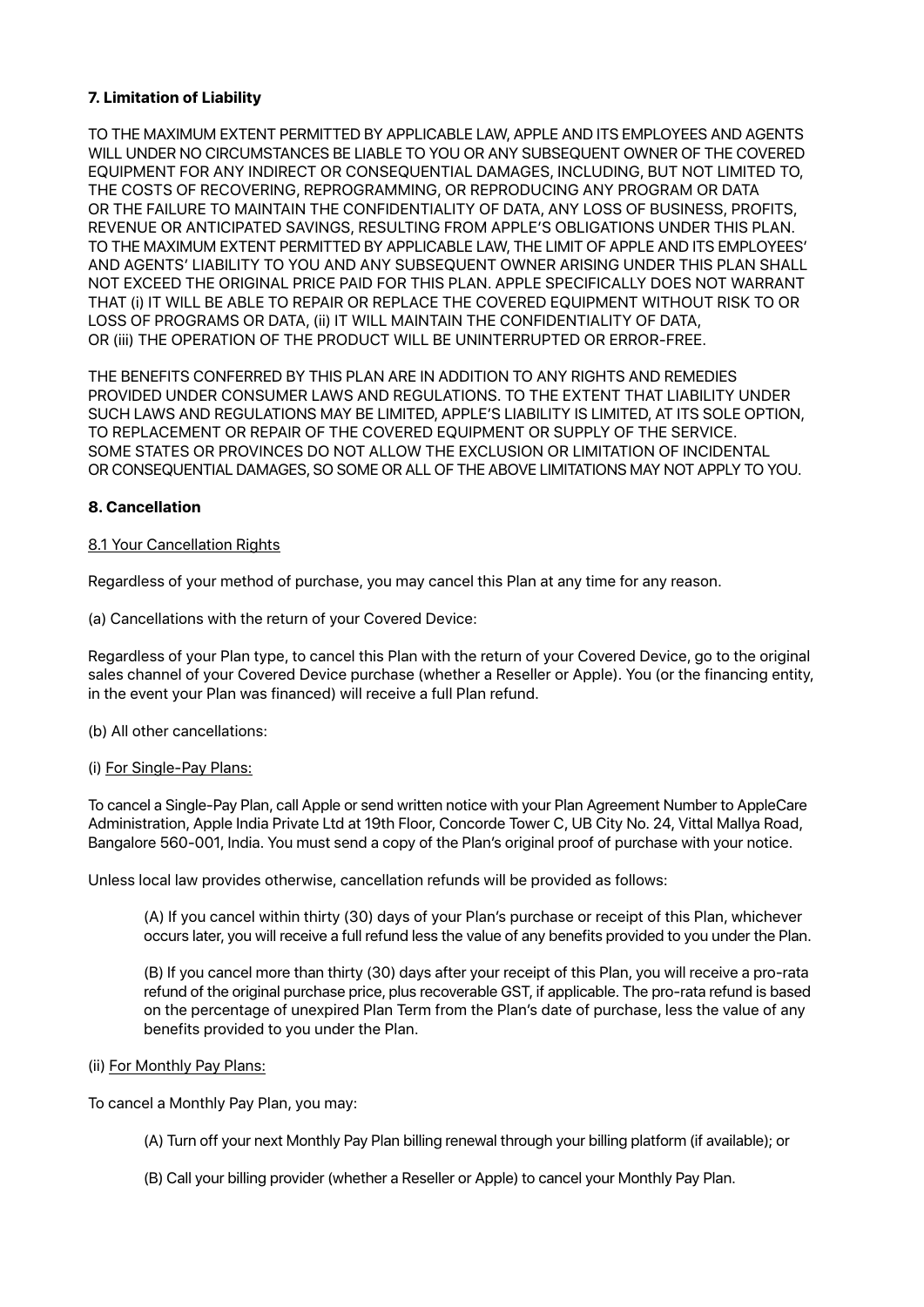**7. Limitation of Liability**

TO THE MAXIMUM EXTENT PERMITTED BY APPLICABLE LAW, APPLE AND ITS EMPLOYEES AND AGENTS WILL UNDER NO CIRCUMSTANCES BE LIABLE TO YOU OR ANY SUBSEQUENT OWNER OF THE COVERED EQUIPMENT FOR ANY INDIRECT OR CONSEQUENTIAL DAMAGES, INCLUDING, BUT NOT LIMITED TO, THE COSTS OF RECOVERING, REPROGRAMMING, OR REPRODUCING ANY PROGRAM OR DATA OR THE FAILURE TO MAINTAIN THE CONFIDENTIALITY OF DATA, ANY LOSS OF BUSINESS, PROFITS, REVENUE OR ANTICIPATED SAVINGS, RESULTING FROM APPLE'S OBLIGATIONS UNDER THIS PLAN. TO THE MAXIMUM EXTENT PERMITTED BY APPLICABLE LAW, THE LIMIT OF APPLE AND ITS EMPLOYEES' AND AGENTS' LIABILITY TO YOU AND ANY SUBSEQUENT OWNER ARISING UNDER THIS PLAN SHALL NOT EXCEED THE ORIGINAL PRICE PAID FOR THIS PLAN. APPLE SPECIFICALLY DOES NOT WARRANT THAT (i) IT WILL BE ABLE TO REPAIR OR REPLACE THE COVERED EQUIPMENT WITHOUT RISK TO OR LOSS OF PROGRAMS OR DATA, (ii) IT WILL MAINTAIN THE CONFIDENTIALITY OF DATA, OR (iii) THE OPERATION OF THE PRODUCT WILL BE UNINTERRUPTED OR ERROR-FREE.

THE BENEFITS CONFERRED BY THIS PLAN ARE IN ADDITION TO ANY RIGHTS AND REMEDIES PROVIDED UNDER CONSUMER LAWS AND REGULATIONS. TO THE EXTENT THAT LIABILITY UNDER SUCH LAWS AND REGULATIONS MAY BE LIMITED, APPLE'S LIABILITY IS LIMITED, AT ITS SOLE OPTION, TO REPLACEMENT OR REPAIR OF THE COVERED EQUIPMENT OR SUPPLY OF THE SERVICE. SOME STATES OR PROVINCES DO NOT ALLOW THE EXCLUSION OR LIMITATION OF INCIDENTAL OR CONSEQUENTIAL DAMAGES, SO SOME OR ALL OF THE ABOVE LIMITATIONS MAY NOT APPLY TO YOU.

**8. Cancellation**

8.1 Your Cancellation Rights

Regardless of your method of purchase, you may cancel this Plan at any time for any reason.

(a) Cancellations with the return of your Covered Device:

Regardless of your Plan type, to cancel this Plan with the return of your Covered Device, go to the original sales channel of your Covered Device purchase (whether a Reseller or Apple). You (or the financing entity, in the event your Plan was financed) will receive a full Plan refund.

(b) All other cancellations:

(i) For Single-Pay Plans:

To cancel a Single-Pay Plan, call Apple or send written notice with your Plan Agreement Number to AppleCare Administration, Apple India Private Ltd at 19th Floor, Concorde Tower C, UB City No. 24, Vittal Mallya Road, Bangalore 560-001, India. You must send a copy of the Plan's original proof of purchase with your notice.

Unless local law provides otherwise, cancellation refunds will be provided as follows:

> (A) If you cancel within thirty (30) days of your Plan's purchase or receipt of this Plan, whichever occurs later, you will receive a full refund less the value of any benefits provided to you under the Plan.
>
> (B) If you cancel more than thirty (30) days after your receipt of this Plan, you will receive a pro-rata refund of the original purchase price, plus recoverable GST, if applicable. The pro-rata refund is based on the percentage of unexpired Plan Term from the Plan's date of purchase, less the value of any benefits provided to you under the Plan.

(ii) For Monthly Pay Plans:

To cancel a Monthly Pay Plan, you may:

> (A) Turn off your next Monthly Pay Plan billing renewal through your billing platform (if available); or
>
> (B) Call your billing provider (whether a Reseller or Apple) to cancel your Monthly Pay Plan.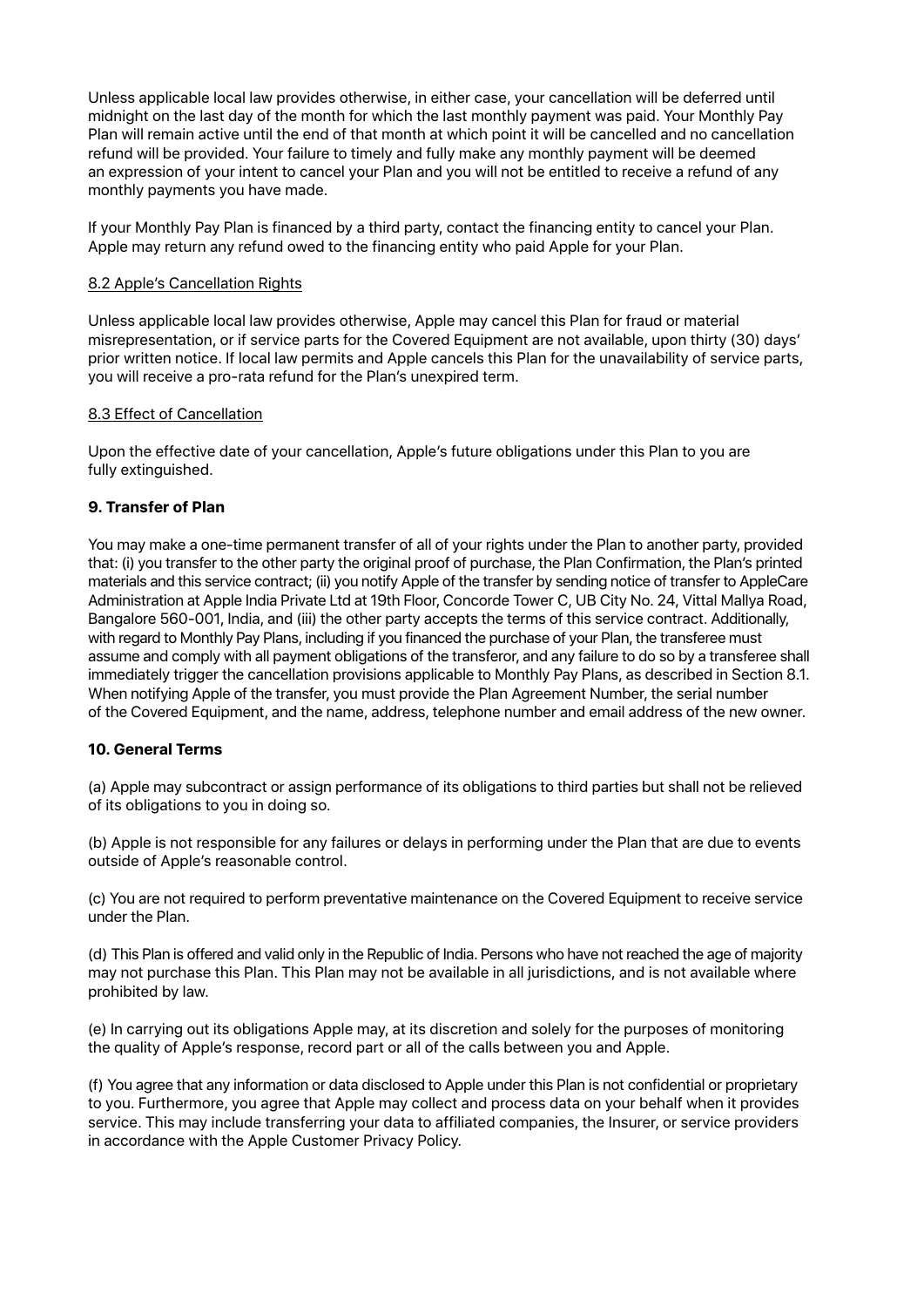Unless applicable local law provides otherwise, in either case, your cancellation will be deferred until midnight on the last day of the month for which the last monthly payment was paid. Your Monthly Pay Plan will remain active until the end of that month at which point it will be cancelled and no cancellation refund will be provided. Your failure to timely and fully make any monthly payment will be deemed an expression of your intent to cancel your Plan and you will not be entitled to receive a refund of any monthly payments you have made.

If your Monthly Pay Plan is financed by a third party, contact the financing entity to cancel your Plan. Apple may return any refund owed to the financing entity who paid Apple for your Plan.

8.2 Apple's Cancellation Rights

Unless applicable local law provides otherwise, Apple may cancel this Plan for fraud or material misrepresentation, or if service parts for the Covered Equipment are not available, upon thirty (30) days' prior written notice. If local law permits and Apple cancels this Plan for the unavailability of service parts, you will receive a pro-rata refund for the Plan's unexpired term.

8.3 Effect of Cancellation

Upon the effective date of your cancellation, Apple's future obligations under this Plan to you are fully extinguished.

**9. Transfer of Plan**

You may make a one-time permanent transfer of all of your rights under the Plan to another party, provided that: (i) you transfer to the other party the original proof of purchase, the Plan Confirmation, the Plan's printed materials and this service contract; (ii) you notify Apple of the transfer by sending notice of transfer to AppleCare Administration at Apple India Private Ltd at 19th Floor, Concorde Tower C, UB City No. 24, Vittal Mallya Road, Bangalore 560-001, India, and (iii) the other party accepts the terms of this service contract. Additionally, with regard to Monthly Pay Plans, including if you financed the purchase of your Plan, the transferee must assume and comply with all payment obligations of the transferor, and any failure to do so by a transferee shall immediately trigger the cancellation provisions applicable to Monthly Pay Plans, as described in Section 8.1. When notifying Apple of the transfer, you must provide the Plan Agreement Number, the serial number of the Covered Equipment, and the name, address, telephone number and email address of the new owner.

**10. General Terms**

(a) Apple may subcontract or assign performance of its obligations to third parties but shall not be relieved of its obligations to you in doing so.

(b) Apple is not responsible for any failures or delays in performing under the Plan that are due to events outside of Apple's reasonable control.

(c) You are not required to perform preventative maintenance on the Covered Equipment to receive service under the Plan.

(d) This Plan is offered and valid only in the Republic of India. Persons who have not reached the age of majority may not purchase this Plan. This Plan may not be available in all jurisdictions, and is not available where prohibited by law.

(e) In carrying out its obligations Apple may, at its discretion and solely for the purposes of monitoring the quality of Apple's response, record part or all of the calls between you and Apple.

(f) You agree that any information or data disclosed to Apple under this Plan is not confidential or proprietary to you. Furthermore, you agree that Apple may collect and process data on your behalf when it provides service. This may include transferring your data to affiliated companies, the Insurer, or service providers in accordance with the Apple Customer Privacy Policy.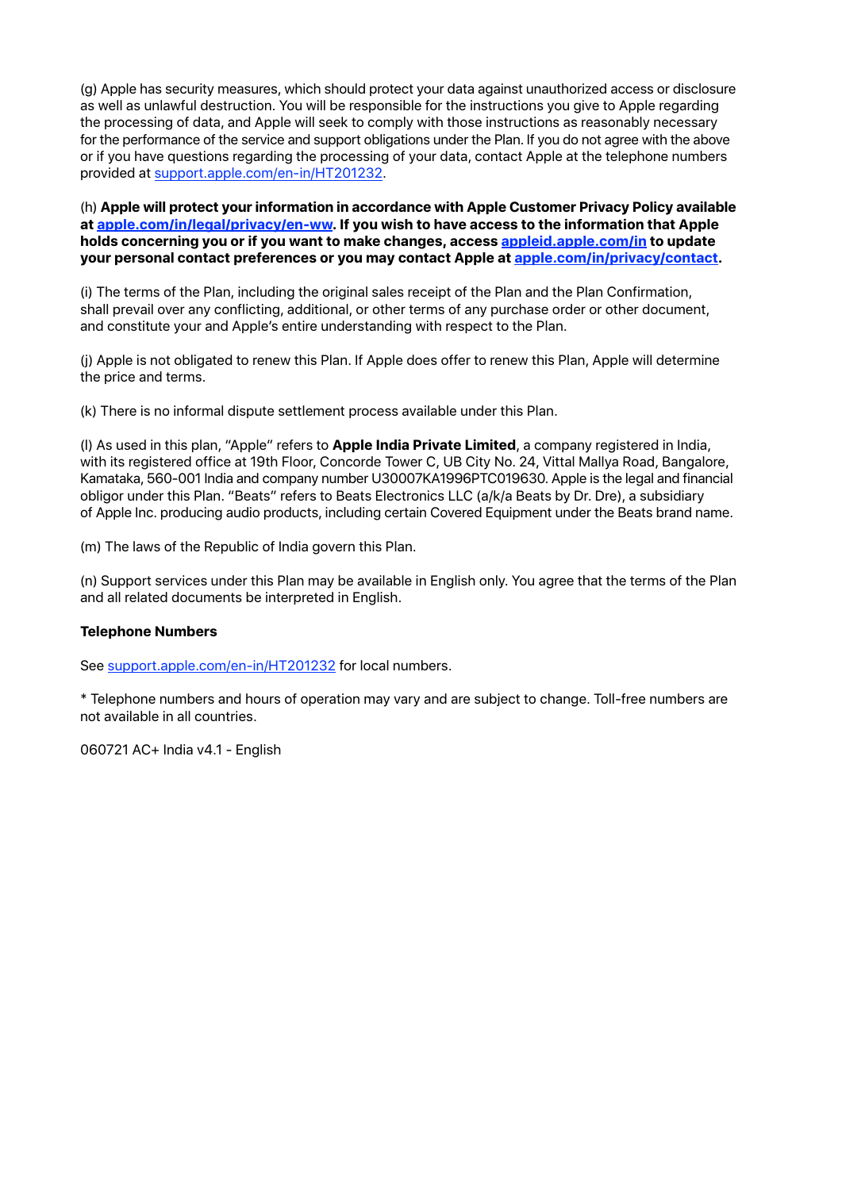(g) Apple has security measures, which should protect your data against unauthorized access or disclosure as well as unlawful destruction. You will be responsible for the instructions you give to Apple regarding the processing of data, and Apple will seek to comply with those instructions as reasonably necessary for the performance of the service and support obligations under the Plan. If you do not agree with the above or if you have questions regarding the processing of your data, contact Apple at the telephone numbers provided at [support.apple.com/en-in/HT201232](support.apple.com/en-in/HT201232).

(h) **Apple will protect your information in accordance with Apple Customer Privacy Policy available at [apple.com/in/legal/privacy/en-ww](apple.com/in/legal/privacy/en-ww). If you wish to have access to the information that Apple holds concerning you or if you want to make changes, access [appleid.apple.com/in](appleid.apple.com/in) to update your personal contact preferences or you may contact Apple at [apple.com/in/privacy/contact](apple.com/in/privacy/contact).**

(i) The terms of the Plan, including the original sales receipt of the Plan and the Plan Confirmation, shall prevail over any conflicting, additional, or other terms of any purchase order or other document, and constitute your and Apple's entire understanding with respect to the Plan.

(j) Apple is not obligated to renew this Plan. If Apple does offer to renew this Plan, Apple will determine the price and terms.

(k) There is no informal dispute settlement process available under this Plan.

(l) As used in this plan, "Apple" refers to **Apple India Private Limited**, a company registered in India, with its registered office at 19th Floor, Concorde Tower C, UB City No. 24, Vittal Mallya Road, Bangalore, Kamataka, 560-001 India and company number U30007KA1996PTC019630. Apple is the legal and financial obligor under this Plan. "Beats" refers to Beats Electronics LLC (a/k/a Beats by Dr. Dre), a subsidiary of Apple Inc. producing audio products, including certain Covered Equipment under the Beats brand name.

(m) The laws of the Republic of India govern this Plan.

(n) Support services under this Plan may be available in English only. You agree that the terms of the Plan and all related documents be interpreted in English.

**Telephone Numbers**

See [support.apple.com/en-in/HT201232](support.apple.com/en-in/HT201232) for local numbers.

* Telephone numbers and hours of operation may vary and are subject to change. Toll-free numbers are not available in all countries.

060721 AC+ India v4.1 - English